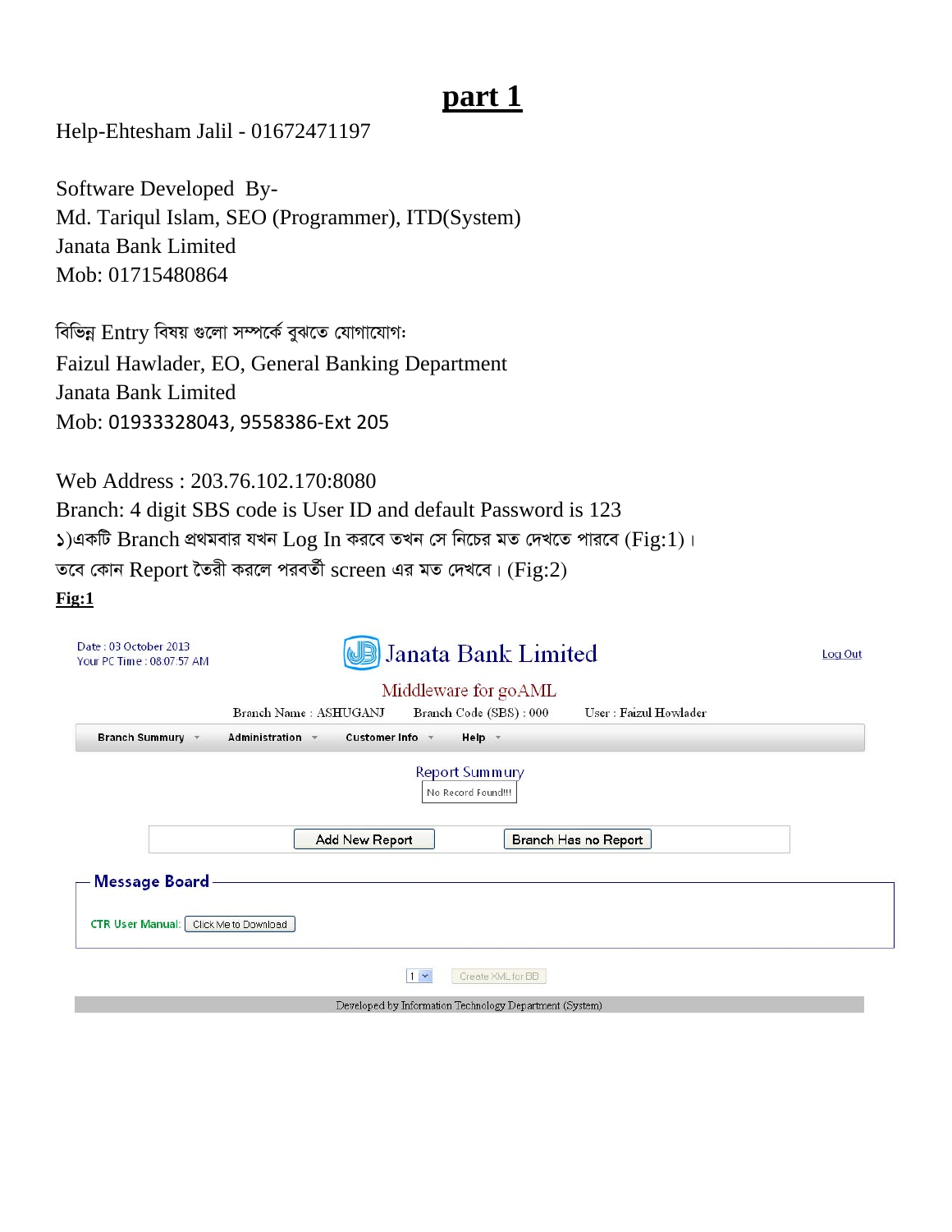# part 1

Help-Ehtesham Jalil - 01672471197

Software Developed By-
Md. Tariqul Islam, SEO (Programmer), ITD(System)
Janata Bank Limited
Mob: 01715480864

বিভিন্ন Entry বিষয় গুলো সম্পর্কে বুঝতে যোগাযোগঃ
Faizul Hawlader, EO, General Banking Department
Janata Bank Limited
Mob: 01933328043, 9558386-Ext 205

Web Address : 203.76.102.170:8080
Branch: 4 digit SBS code is User ID and default Password is 123
১)একটি Branch প্রথমবার যখন Log In করবে তখন সে নিচের মত দেখতে পারবে (Fig:1)।
তবে কোন Report তৈরী করলে পরবর্তী screen এর মত দেখবে। (Fig:2)

**Fig:1**

Date : 03 October 2013
Your PC Time : 08:07:57 AM

Janata Bank Limited

Log Out

Middleware for goAML

Branch Name : ASHUGANJ    Branch Code (SBS) : 000    User : Faizul Howlader

Branch Summury | Administration | Customer Info | Help

Report Summury

No Record Found!!!

Add New Report    Branch Has no Report

**Message Board**

CTR User Manual: Click Me to Download

1    Create XML for BB

Developed by Information Technology Department (System)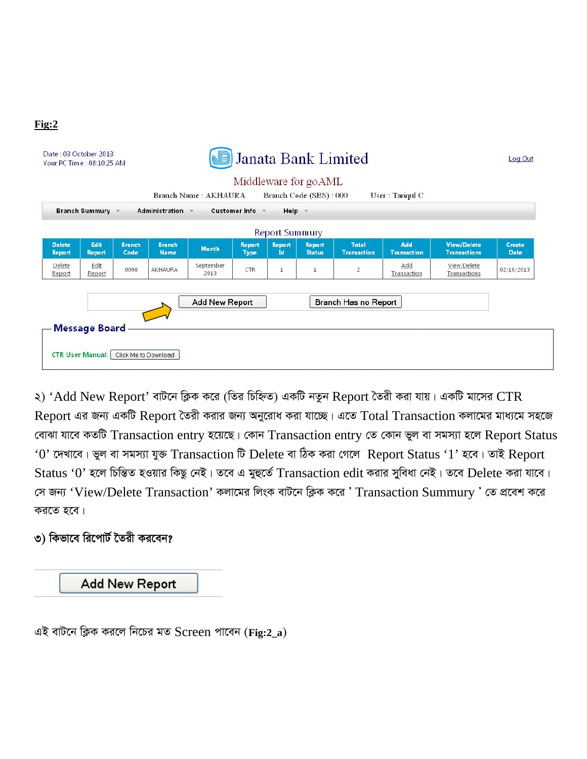**Fig:2**

Date : 03 October 2013
Your PC Time : 08:10:25 AM

Janata Bank Limited

Log Out

Middleware for goAML

Branch Name : AKHAURA Branch Code (SBS) : 000 User : Tariqul C

Branch Summary Administration Customer Info Help

Report Summury

| Delete Report | Edit Report | Branch Code | Branch Name | Month | Report Type | Report Id | Report Status | Total Transaction | Add Transaction | View/Delete Transactions | Create Date |
|---|---|---|---|---|---|---|---|---|---|---|---|
| Delete Report | Edit Report | 0006 | AKHAURA | September 2013 | CTR | 1 | 1 | 2 | Add Transaction | View/Delete Transactions | 02/10/2013 |

Add New Report Branch Has no Report

**Message Board**

CTR User Manual: Click Me to Download

২) 'Add New Report' বাটনে ক্লিক করে (তির চিহ্নিত) একটি নতুন Report তৈরী করা যায়। একটি মাসের CTR Report এর জন্য একটি Report তৈরী করার জন্য অনুরোধ করা যাচ্ছে। এতে Total Transaction কলামের মাধ্যমে সহজে বোঝা যাবে কতটি Transaction entry হয়েছে। কোন Transaction entry তে কোন ভুল বা সমস্যা হলে Report Status '0' দেখাবে। ভুল বা সমস্যা যুক্ত Transaction টি Delete বা ঠিক করা গেলে Report Status '1' হবে। তাই Report Status '0' হলে চিন্তিত হওয়ার কিছু নেই। তবে এ মুহূর্তে Transaction edit করার সুবিধা নেই। তবে Delete করা যাবে। সে জন্য 'View/Delete Transaction' কলামের লিংক বাটনে ক্লিক করে ' Transaction Summury ' তে প্রবেশ করে করতে হবে।

**৩) কিভাবে রিপোর্ট তৈরী করবেন?**

Add New Report

এই বাটনে ক্লিক করলে নিচের মত Screen পাবেন (**Fig:2_a**)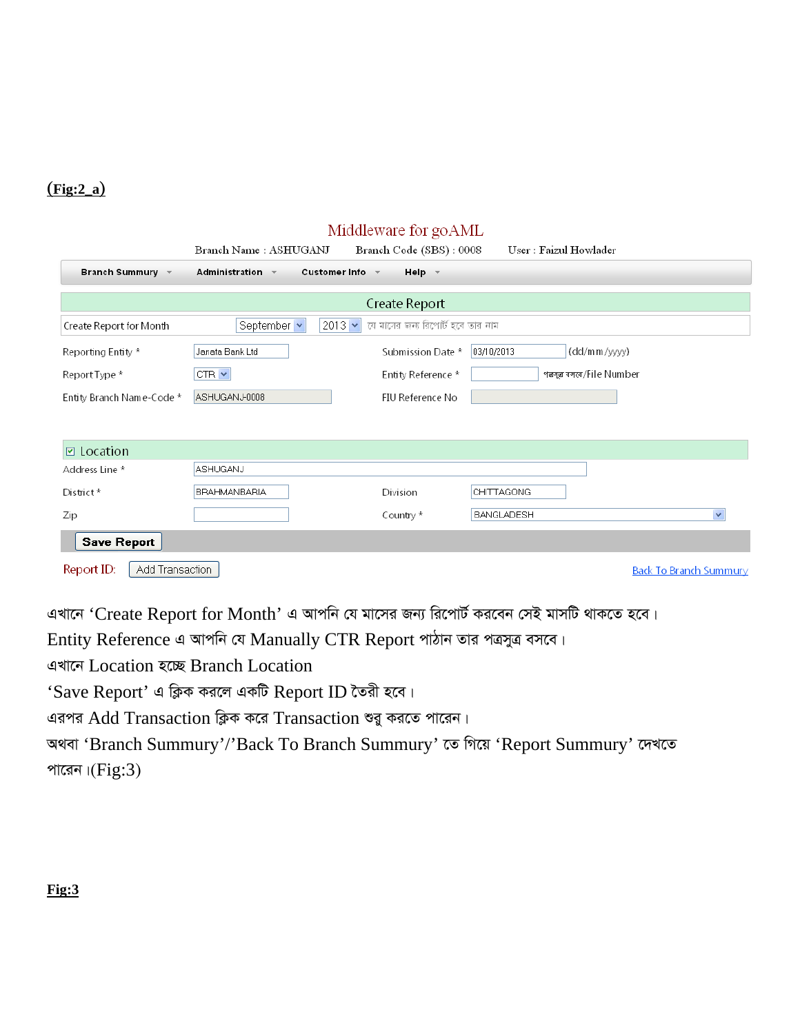**(Fig:2_a)**

Middleware for goAML

Branch Name : ASHUGANJ Branch Code (SBS) : 0008 User : Faizul Howlader

Branch Summury | Administration | Customer Info | Help

Create Report

| | | | |
|---|---|---|---|
| Create Report for Month | September 2013 | যে মাসের জন্য রিপোর্ট হবে তার নাম | |
| Reporting Entity * | Janata Bank Ltd | Submission Date * | 03/10/2013 (dd/mm/yyyy) |
| Report Type * | CTR | Entity Reference * | পত্রসূত্র বসবে/File Number |
| Entity Branch Name-Code * | ASHUGANJ-0008 | FIU Reference No | |

Location

| | | | |
|---|---|---|---|
| Address Line * | ASHUGANJ | | |
| District * | BRAHMANBARIA | Division | CHITTAGONG |
| Zip | | Country * | BANGLADESH |

Save Report

Report ID: Add Transaction Back To Branch Summury

এখানে 'Create Report for Month' এ আপনি যে মাসের জন্য রিপোর্ট করবেন সেই মাসটি থাকতে হবে।
Entity Reference এ আপনি যে Manually CTR Report পাঠান তার পত্রসুত্র বসবে।
এখানে Location হচ্ছে Branch Location
'Save Report' এ ক্লিক করলে একটি Report ID তৈরী হবে।
এরপর Add Transaction ক্লিক করে Transaction শুরু করতে পারেন।
অথবা 'Branch Summury'/'Back To Branch Summury' তে গিয়ে 'Report Summury' দেখতে পারেন।(Fig:3)

**Fig:3**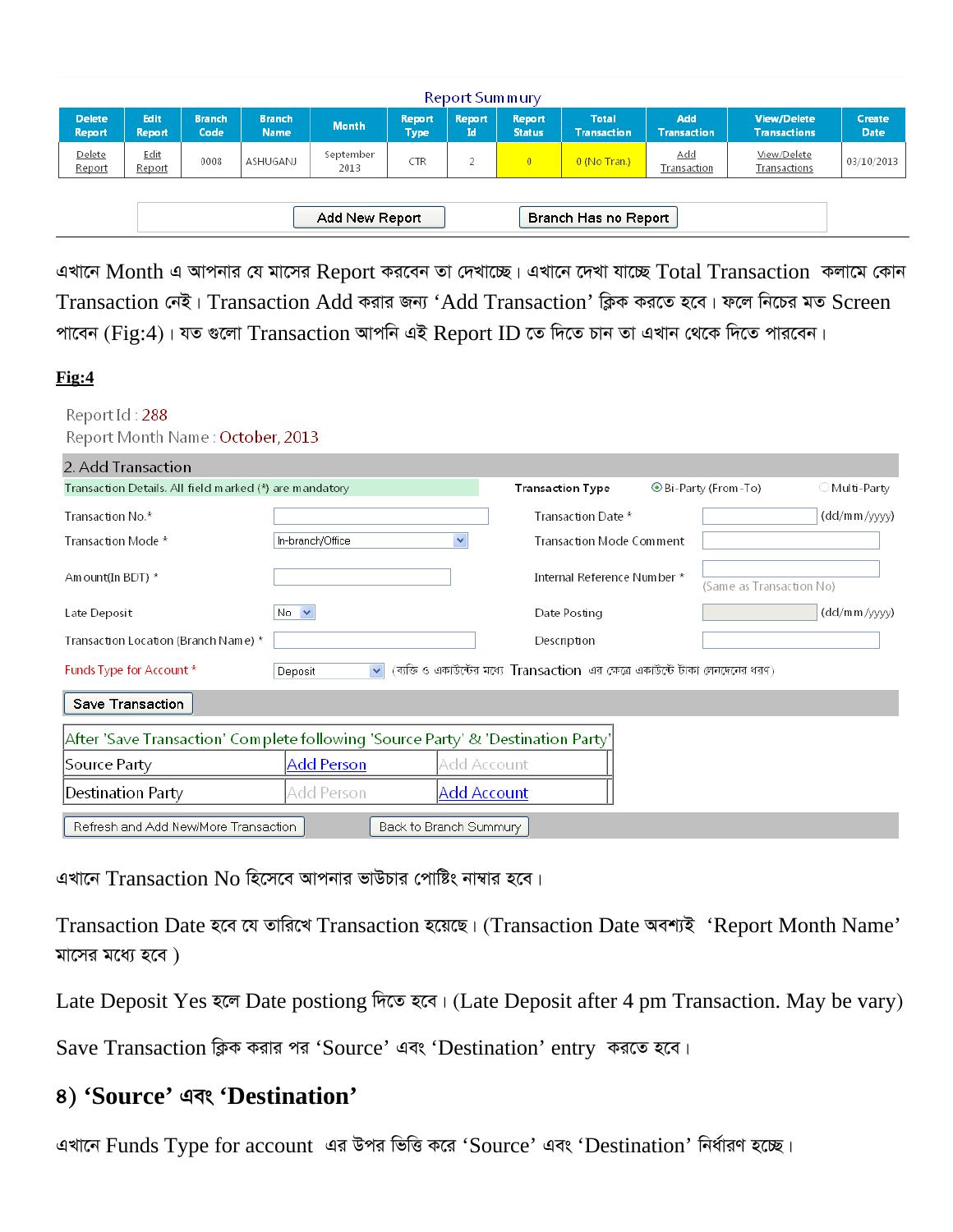Report Summury

| Delete Report | Edit Report | Branch Code | Branch Name | Month | Report Type | Report Id | Report Status | Total Transaction | Add Transaction | View/Delete Transactions | Create Date |
|---|---|---|---|---|---|---|---|---|---|---|---|
| Delete Report | Edit Report | 0008 | ASHUGANJ | September 2013 | CTR | 2 | 0 | 0 (No Tran.) | Add Transaction | View/Delete Transactions | 03/10/2013 |

Add New Report     Branch Has no Report

এখানে Month এ আপনার যে মাসের Report করবেন তা দেখাচ্ছে। এখানে দেখা যাচ্ছে Total Transaction কলামে কোন Transaction নেই। Transaction Add করার জন্য ‘Add Transaction’ ক্লিক করতে হবে। ফলে নিচের মত Screen পাবেন (Fig:4)। যত গুলো Transaction আপনি এই Report ID তে দিতে চান তা এখান থেকে দিতে পারবেন।

**Fig:4**

Report Id : 288
Report Month Name : October, 2013

2. Add Transaction

Transaction Details. All field marked (*) are mandatory     Transaction Type  ◉ Bi-Party (From-To)  ○ Multi-Party

| | | | |
|---|---|---|---|
| Transaction No.* | | Transaction Date * | (dd/mm/yyyy) |
| Transaction Mode * | In-branch/Office | Transaction Mode Comment | |
| Amount(In BDT) * | | Internal Reference Number * | (Same as Transaction No) |
| Late Deposit | No | Date Posting | (dd/mm/yyyy) |
| Transaction Location (Branch Name) * | | Description | |
| Funds Type for Account * | Deposit | (ব্যক্তি ও একাউন্টের মধ্যে Transaction এর ক্ষেত্রে একাউন্টে টাকা লেনদেনের ধরণ) | |

Save Transaction

| After 'Save Transaction' Complete following 'Source Party' & 'Destination Party' | | |
|---|---|---|
| Source Party | Add Person | Add Account |
| Destination Party | Add Person | Add Account |

Refresh and Add New/More Transaction     Back to Branch Summury

এখানে Transaction No হিসেবে আপনার ভাউচার পোষ্টিং নাম্বার হবে।

Transaction Date হবে যে তারিখে Transaction হয়েছে। (Transaction Date অবশ্যই ‘Report Month Name’ মাসের মধ্যে হবে )

Late Deposit Yes হলে Date postiong দিতে হবে। (Late Deposit after 4 pm Transaction. May be vary)

Save Transaction ক্লিক করার পর ‘Source’ এবং ‘Destination’ entry করতে হবে।

## ৪) ‘Source’ এবং ‘Destination’

এখানে Funds Type for account এর উপর ভিত্তি করে ‘Source’ এবং ‘Destination’ নির্ধারণ হচ্ছে।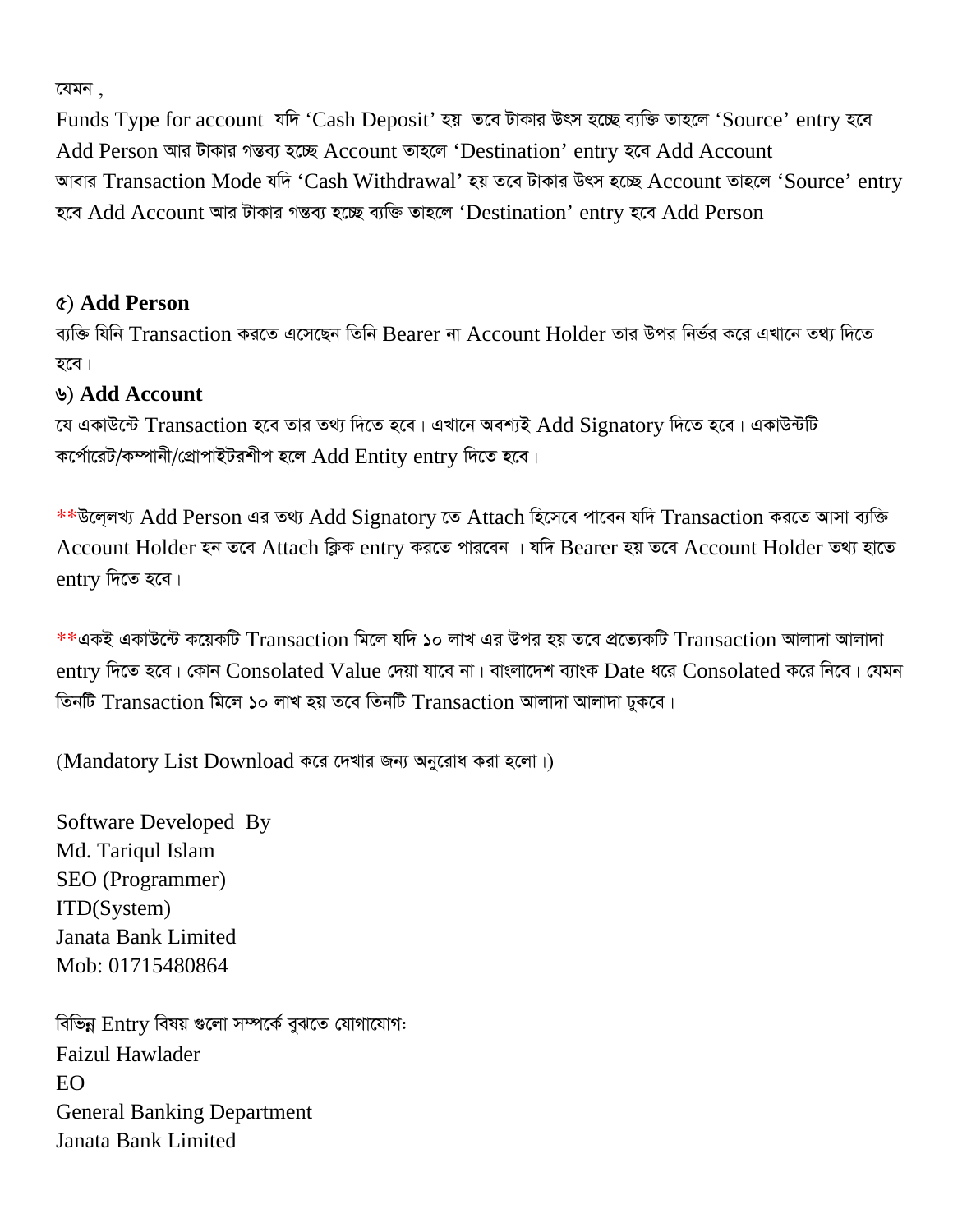যেমন ,

Funds Type for account যদি 'Cash Deposit' হয় তবে টাকার উৎস হচ্ছে ব্যক্তি তাহলে 'Source' entry হবে Add Person আর টাকার গন্তব্য হচ্ছে Account তাহলে 'Destination' entry হবে Add Account
আবার Transaction Mode যদি 'Cash Withdrawal' হয় তবে টাকার উৎস হচ্ছে Account তাহলে 'Source' entry হবে Add Account আর টাকার গন্তব্য হচ্ছে ব্যক্তি তাহলে 'Destination' entry হবে Add Person

### ৫) **Add Person**

ব্যক্তি যিনি Transaction করতে এসেছেন তিনি Bearer না Account Holder তার উপর নির্ভর করে এখানে তথ্য দিতে হবে।

### ৬) **Add Account**

যে একাউন্টে Transaction হবে তার তথ্য দিতে হবে। এখানে অবশ্যই Add Signatory দিতে হবে। একাউন্টটি কর্পোরেট/কম্পানী/প্রোপাইটরশীপ হলে Add Entity entry দিতে হবে।

**উল্লেখ্য Add Person এর তথ্য Add Signatory তে Attach হিসেবে পাবেন যদি Transaction করতে আসা ব্যক্তি Account Holder হন তবে Attach ক্লিক entry করতে পারবেন । যদি Bearer হয় তবে Account Holder তথ্য হাতে entry দিতে হবে।

**একই একাউন্টে কয়েকটি Transaction মিলে যদি ১০ লাখ এর উপর হয় তবে প্রত্যেকটি Transaction আলাদা আলাদা entry দিতে হবে। কোন Consolated Value দেয়া যাবে না। বাংলাদেশ ব্যাংক Date ধরে Consolated করে নিবে। যেমন তিনটি Transaction মিলে ১০ লাখ হয় তবে তিনটি Transaction আলাদা আলাদা ঢুকবে।

(Mandatory List Download করে দেখার জন্য অনুরোধ করা হলো।)

Software Developed By
Md. Tariqul Islam
SEO (Programmer)
ITD(System)
Janata Bank Limited
Mob: 01715480864

বিভিন্ন Entry বিষয় গুলো সম্পর্কে বুঝতে যোগাযোগঃ
Faizul Hawlader
EO
General Banking Department
Janata Bank Limited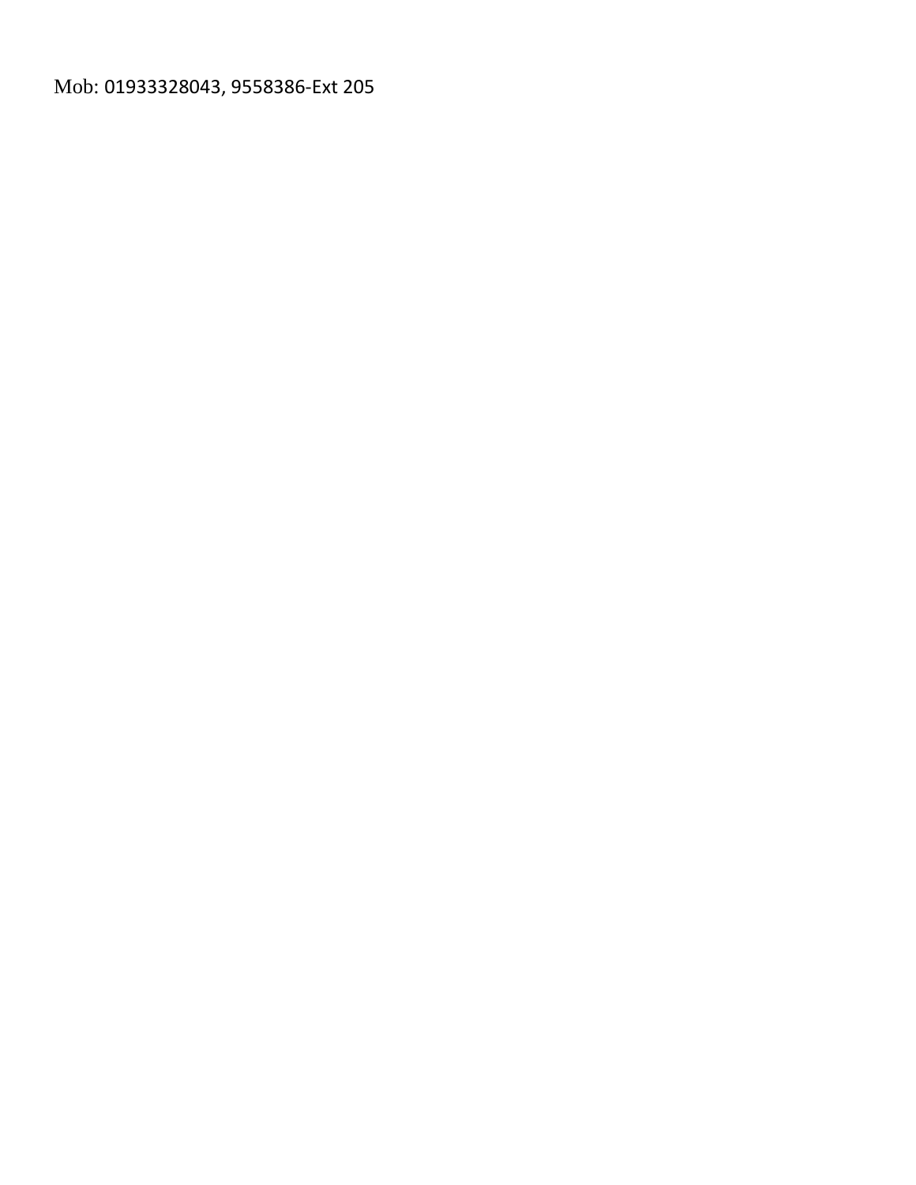Mob: 01933328043, 9558386-Ext 205